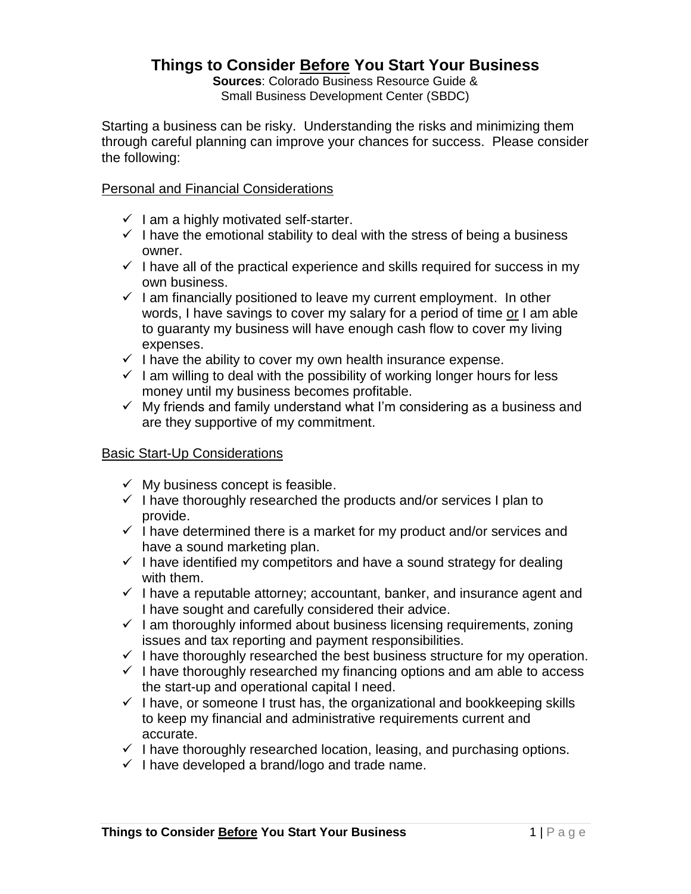# Things to Consider <u>Before</u> You Start Your Business

**Sources**: Colorado Business Resource Guide & Small Business Development Center (SBDC)

Starting a business can be risky. Understanding the risks and minimizing them through careful planning can improve your chances for success. Please consider the following:

<u>Personal and Financial Considerations</u>

- ✓ I am a highly motivated self-starter.
- ✓ I have the emotional stability to deal with the stress of being a business owner.
- ✓ I have all of the practical experience and skills required for success in my own business.
- ✓ I am financially positioned to leave my current employment. In other words, I have savings to cover my salary for a period of time <u>or</u> I am able to guaranty my business will have enough cash flow to cover my living expenses.
- ✓ I have the ability to cover my own health insurance expense.
- ✓ I am willing to deal with the possibility of working longer hours for less money until my business becomes profitable.
- ✓ My friends and family understand what I'm considering as a business and are they supportive of my commitment.

<u>Basic Start-Up Considerations</u>

- ✓ My business concept is feasible.
- ✓ I have thoroughly researched the products and/or services I plan to provide.
- ✓ I have determined there is a market for my product and/or services and have a sound marketing plan.
- ✓ I have identified my competitors and have a sound strategy for dealing with them.
- ✓ I have a reputable attorney; accountant, banker, and insurance agent and I have sought and carefully considered their advice.
- ✓ I am thoroughly informed about business licensing requirements, zoning issues and tax reporting and payment responsibilities.
- ✓ I have thoroughly researched the best business structure for my operation.
- ✓ I have thoroughly researched my financing options and am able to access the start-up and operational capital I need.
- ✓ I have, or someone I trust has, the organizational and bookkeeping skills to keep my financial and administrative requirements current and accurate.
- ✓ I have thoroughly researched location, leasing, and purchasing options.
- ✓ I have developed a brand/logo and trade name.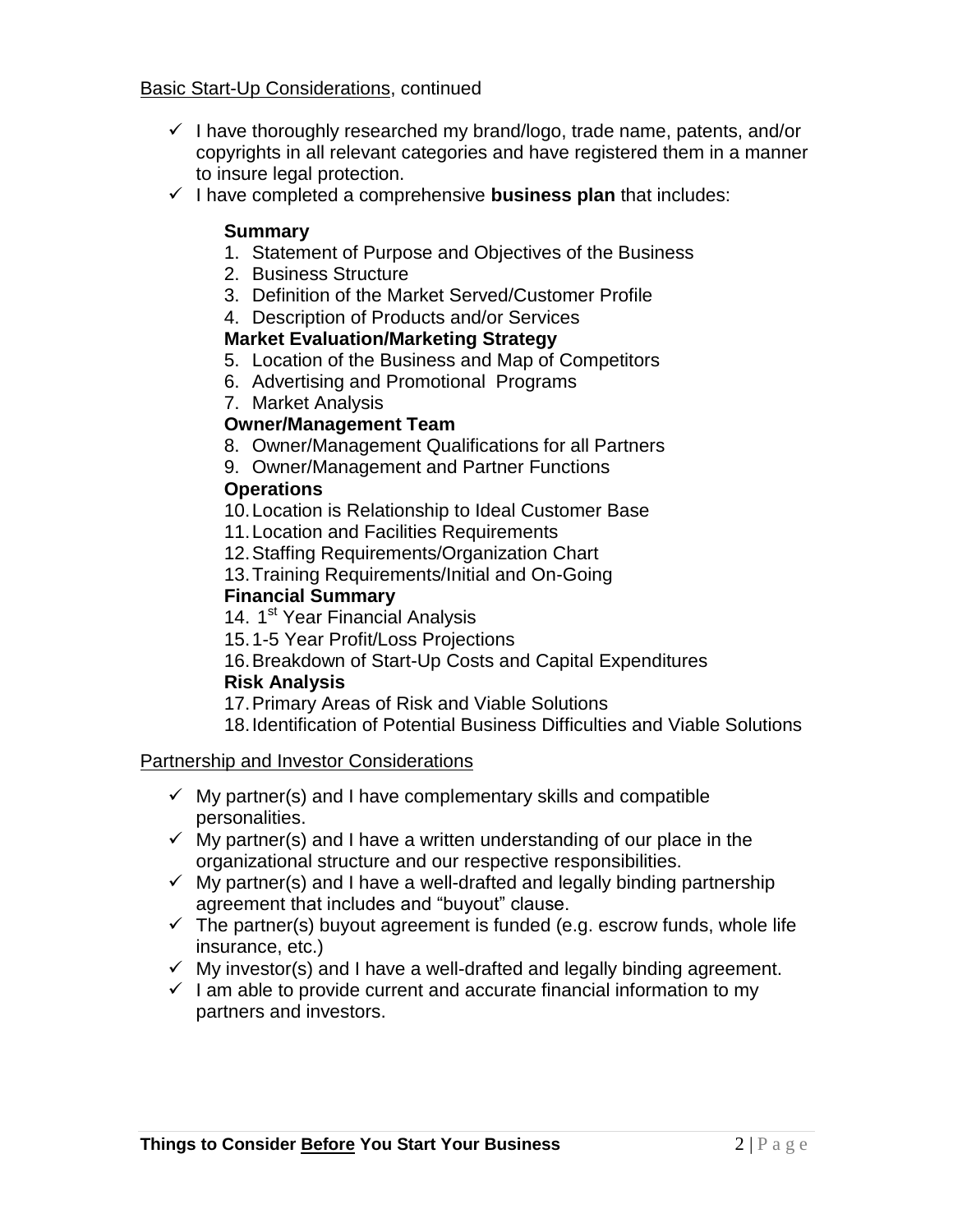Basic Start-Up Considerations, continued

- ✓ I have thoroughly researched my brand/logo, trade name, patents, and/or copyrights in all relevant categories and have registered them in a manner to insure legal protection.
- ✓ I have completed a comprehensive **business plan** that includes:

  **Summary**

  1. Statement of Purpose and Objectives of the Business
  2. Business Structure
  3. Definition of the Market Served/Customer Profile
  4. Description of Products and/or Services

  **Market Evaluation/Marketing Strategy**

  5. Location of the Business and Map of Competitors
  6. Advertising and Promotional Programs
  7. Market Analysis

  **Owner/Management Team**

  8. Owner/Management Qualifications for all Partners
  9. Owner/Management and Partner Functions

  **Operations**

  10. Location is Relationship to Ideal Customer Base
  11. Location and Facilities Requirements
  12. Staffing Requirements/Organization Chart
  13. Training Requirements/Initial and On-Going

  **Financial Summary**

  14. 1st Year Financial Analysis
  15. 1-5 Year Profit/Loss Projections
  16. Breakdown of Start-Up Costs and Capital Expenditures

  **Risk Analysis**

  17. Primary Areas of Risk and Viable Solutions
  18. Identification of Potential Business Difficulties and Viable Solutions

Partnership and Investor Considerations

- ✓ My partner(s) and I have complementary skills and compatible personalities.
- ✓ My partner(s) and I have a written understanding of our place in the organizational structure and our respective responsibilities.
- ✓ My partner(s) and I have a well-drafted and legally binding partnership agreement that includes and "buyout" clause.
- ✓ The partner(s) buyout agreement is funded (e.g. escrow funds, whole life insurance, etc.)
- ✓ My investor(s) and I have a well-drafted and legally binding agreement.
- ✓ I am able to provide current and accurate financial information to my partners and investors.